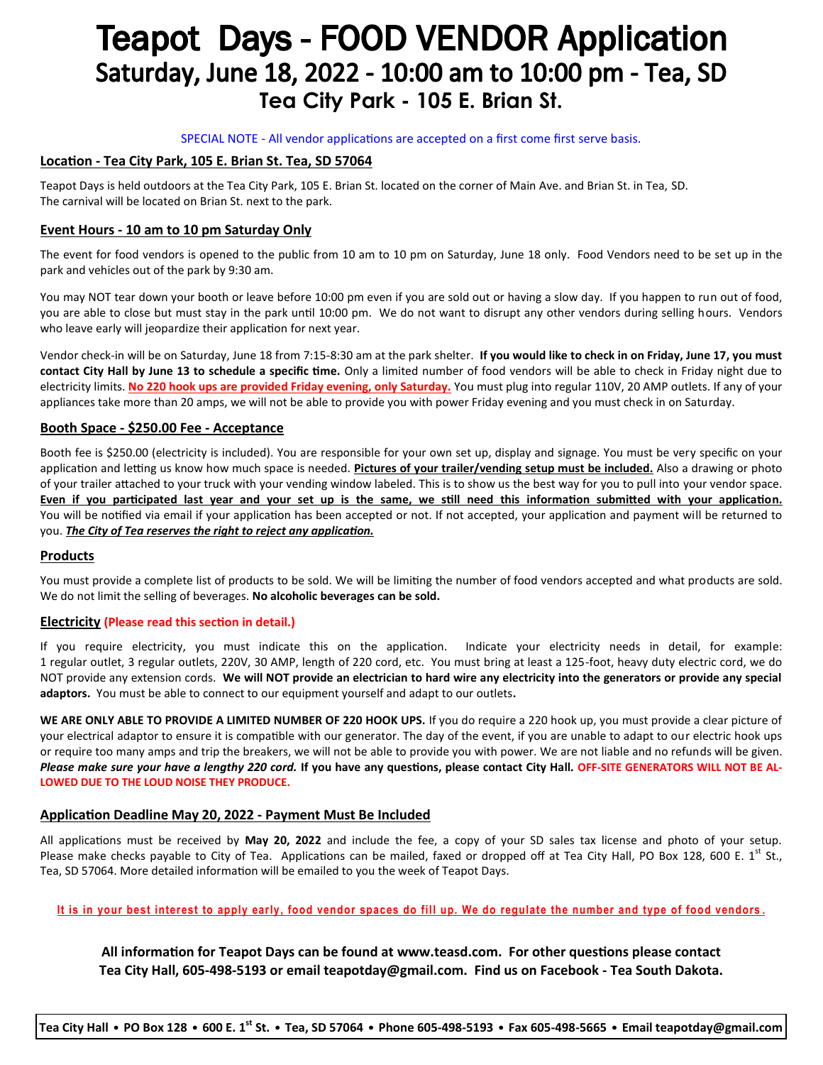# Teapot Days - FOOD VENDOR Application

## Saturday, June 18, 2022 - 10:00 am to 10:00 pm - Tea, SD

### Tea City Park - 105 E. Brian St.

SPECIAL NOTE - All vendor applications are accepted on a first come first serve basis.

**Location - Tea City Park, 105 E. Brian St. Tea, SD 57064**

Teapot Days is held outdoors at the Tea City Park, 105 E. Brian St. located on the corner of Main Ave. and Brian St. in Tea, SD. The carnival will be located on Brian St. next to the park.

**Event Hours - 10 am to 10 pm Saturday Only**

The event for food vendors is opened to the public from 10 am to 10 pm on Saturday, June 18 only. Food Vendors need to be set up in the park and vehicles out of the park by 9:30 am.

You may NOT tear down your booth or leave before 10:00 pm even if you are sold out or having a slow day. If you happen to run out of food, you are able to close but must stay in the park until 10:00 pm. We do not want to disrupt any other vendors during selling hours. Vendors who leave early will jeopardize their application for next year.

Vendor check-in will be on Saturday, June 18 from 7:15-8:30 am at the park shelter. **If you would like to check in on Friday, June 17, you must contact City Hall by June 13 to schedule a specific time.** Only a limited number of food vendors will be able to check in Friday night due to electricity limits. **No 220 hook ups are provided Friday evening, only Saturday.** You must plug into regular 110V, 20 AMP outlets. If any of your appliances take more than 20 amps, we will not be able to provide you with power Friday evening and you must check in on Saturday.

**Booth Space - $250.00 Fee - Acceptance**

Booth fee is $250.00 (electricity is included). You are responsible for your own set up, display and signage. You must be very specific on your application and letting us know how much space is needed. **Pictures of your trailer/vending setup must be included.** Also a drawing or photo of your trailer attached to your truck with your vending window labeled. This is to show us the best way for you to pull into your vendor space. **Even if you participated last year and your set up is the same, we still need this information submitted with your application.** You will be notified via email if your application has been accepted or not. If not accepted, your application and payment will be returned to you. ***The City of Tea reserves the right to reject any application.***

**Products**

You must provide a complete list of products to be sold. We will be limiting the number of food vendors accepted and what products are sold. We do not limit the selling of beverages. **No alcoholic beverages can be sold.**

**Electricity (Please read this section in detail.)**

If you require electricity, you must indicate this on the application. Indicate your electricity needs in detail, for example: 1 regular outlet, 3 regular outlets, 220V, 30 AMP, length of 220 cord, etc. You must bring at least a 125-foot, heavy duty electric cord, we do NOT provide any extension cords. **We will NOT provide an electrician to hard wire any electricity into the generators or provide any special adaptors.** You must be able to connect to our equipment yourself and adapt to our outlets**.**

**WE ARE ONLY ABLE TO PROVIDE A LIMITED NUMBER OF 220 HOOK UPS.** If you do require a 220 hook up, you must provide a clear picture of your electrical adaptor to ensure it is compatible with our generator. The day of the event, if you are unable to adapt to our electric hook ups or require too many amps and trip the breakers, we will not be able to provide you with power. We are not liable and no refunds will be given. ***Please make sure your have a lengthy 220 cord.*** **If you have any questions, please contact City Hall. OFF-SITE GENERATORS WILL NOT BE ALLOWED DUE TO THE LOUD NOISE THEY PRODUCE.**

**Application Deadline May 20, 2022 - Payment Must Be Included**

All applications must be received by **May 20, 2022** and include the fee, a copy of your SD sales tax license and photo of your setup. Please make checks payable to City of Tea. Applications can be mailed, faxed or dropped off at Tea City Hall, PO Box 128, 600 E. 1st St., Tea, SD 57064. More detailed information will be emailed to you the week of Teapot Days.

**It is in your best interest to apply early, food vendor spaces do fill up. We do regulate the number and type of food vendors.**

**All information for Teapot Days can be found at www.teasd.com. For other questions please contact Tea City Hall, 605-498-5193 or email teapotday@gmail.com. Find us on Facebook - Tea South Dakota.**

**Tea City Hall • PO Box 128 • 600 E. 1st St. • Tea, SD 57064 • Phone 605-498-5193 • Fax 605-498-5665 • Email teapotday@gmail.com**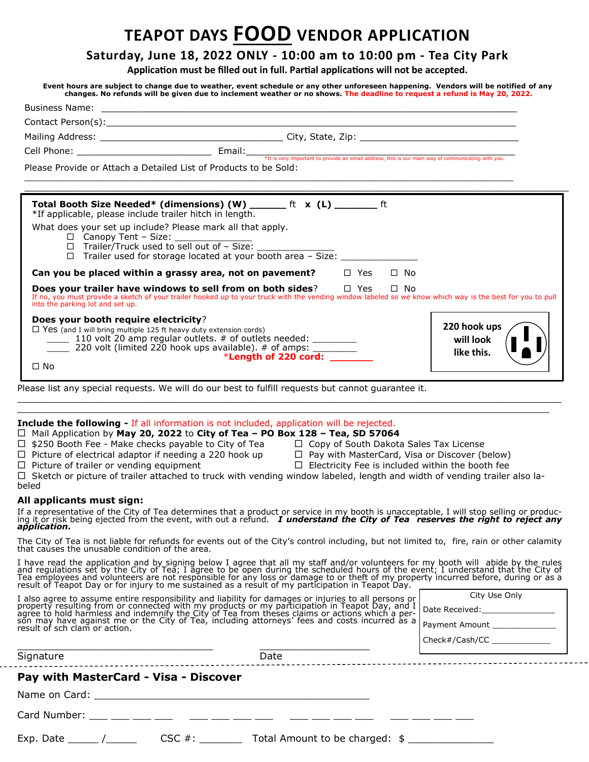# TEAPOT DAYS **FOOD** VENDOR APPLICATION

## Saturday, June 18, 2022 ONLY - 10:00 am to 10:00 pm - Tea City Park

**Application must be filled out in full. Partial applications will not be accepted.**

**Event hours are subject to change due to weather, event schedule or any other unforeseen happening. Vendors will be notified of any changes. No refunds will be given due to inclement weather or no shows. The deadline to request a refund is May 20, 2022.**

Business Name: ___________________________________________________________________

Contact Person(s):_________________________________________________________________

Mailing Address: _________________________________ City, State, Zip: ____________________________

Cell Phone: _________________________ Email:_________________________________________________

*It is very important to provide an email address, this is our main way of communicating with you.

Please Provide or Attach a Detailed List of Products to be Sold:

_______________________________________________________________________________________

_______________________________________________________________________________________

**Total Booth Size Needed* (dimensions) (W)** ______ ft **x (L)** _______ ft

*If applicable, please include trailer hitch in length.

What does your set up include? Please mark all that apply.

- ☐ Canopy Tent – Size: ______________
- ☐ Trailer/Truck used to sell out of – Size: ______________
- ☐ Trailer used for storage located at your booth area – Size: ______________

**Can you be placed within a grassy area, not on pavement?** ☐ Yes ☐ No

**Does your trailer have windows to sell from on both sides**? ☐ Yes ☐ No

If no, you must provide a sketch of your trailer hooked up to your truck with the vending window labeled so we know which way is the best for you to pull into the parking lot and set up.

**Does your booth require electricity**?

☐ Yes (and I will bring multiple 125 ft heavy duty extension cords)

____ 110 volt 20 amp regular outlets. # of outlets needed: ________

____ 220 volt (limited 220 hook ups available). # of amps: ________

***Length of 220 cord:** _______

☐ No

**220 hook ups will look like this.**

Please list any special requests. We will do our best to fulfill requests but cannot guarantee it.

_______________________________________________________________________________________

_______________________________________________________________________________________

**Include the following -** If all information is not included, application will be rejected.

- ☐ Mail Application by **May 20, 2022** to **City of Tea – PO Box 128 – Tea, SD 57064**
- ☐ $250 Booth Fee - Make checks payable to City of Tea
- ☐ Picture of electrical adaptor if needing a 220 hook up
- ☐ Picture of trailer or vending equipment
- ☐ Copy of South Dakota Sales Tax License
- ☐ Pay with MasterCard, Visa or Discover (below)
- ☐ Electricity Fee is included within the booth fee
- ☐ Sketch or picture of trailer attached to truck with vending window labeled, length and width of vending trailer also labeled

### All applicants must sign:

If a representative of the City of Tea determines that a product or service in my booth is unacceptable, I will stop selling or producing it or risk being ejected from the event, with out a refund. ***I understand the City of Tea reserves the right to reject any application.***

The City of Tea is not liable for refunds for events out of the City's control including, but not limited to, fire, rain or other calamity that causes the unusable condition of the area.

I have read the application and by signing below I agree that all my staff and/or volunteers for my booth will abide by the rules and regulations set by the City of Tea; I agree to be open during the scheduled hours of the event; I understand that the City of Tea employees and volunteers are not responsible for any loss or damage to or theft of my property incurred before, during or as a result of Teapot Day or for injury to me sustained as a result of my participation in Teapot Day.

I also agree to assume entire responsibility and liability for damages or injuries to all persons or property resulting from or connected with my products or my participation in Teapot Day, and I agree to hold harmless and indemnify the City of Tea from theses claims or actions which a person may have against me or the City of Tea, including attorneys' fees and costs incurred as a result of sch clam or action.

City Use Only

Date Received:_______________

Payment Amount _____________

Check#/Cash/CC ____________

___________________________________ ____________________

Signature Date

## Pay with MasterCard - Visa - Discover

Name on Card: _______________________________________________

Card Number: ___ ___ ___ ___ ___ ___ ___ ___ ___ ___ ___ ___ ___ ___ ___ ___

Exp. Date _____ /_____ CSC #: _______ Total Amount to be charged: $ ______________